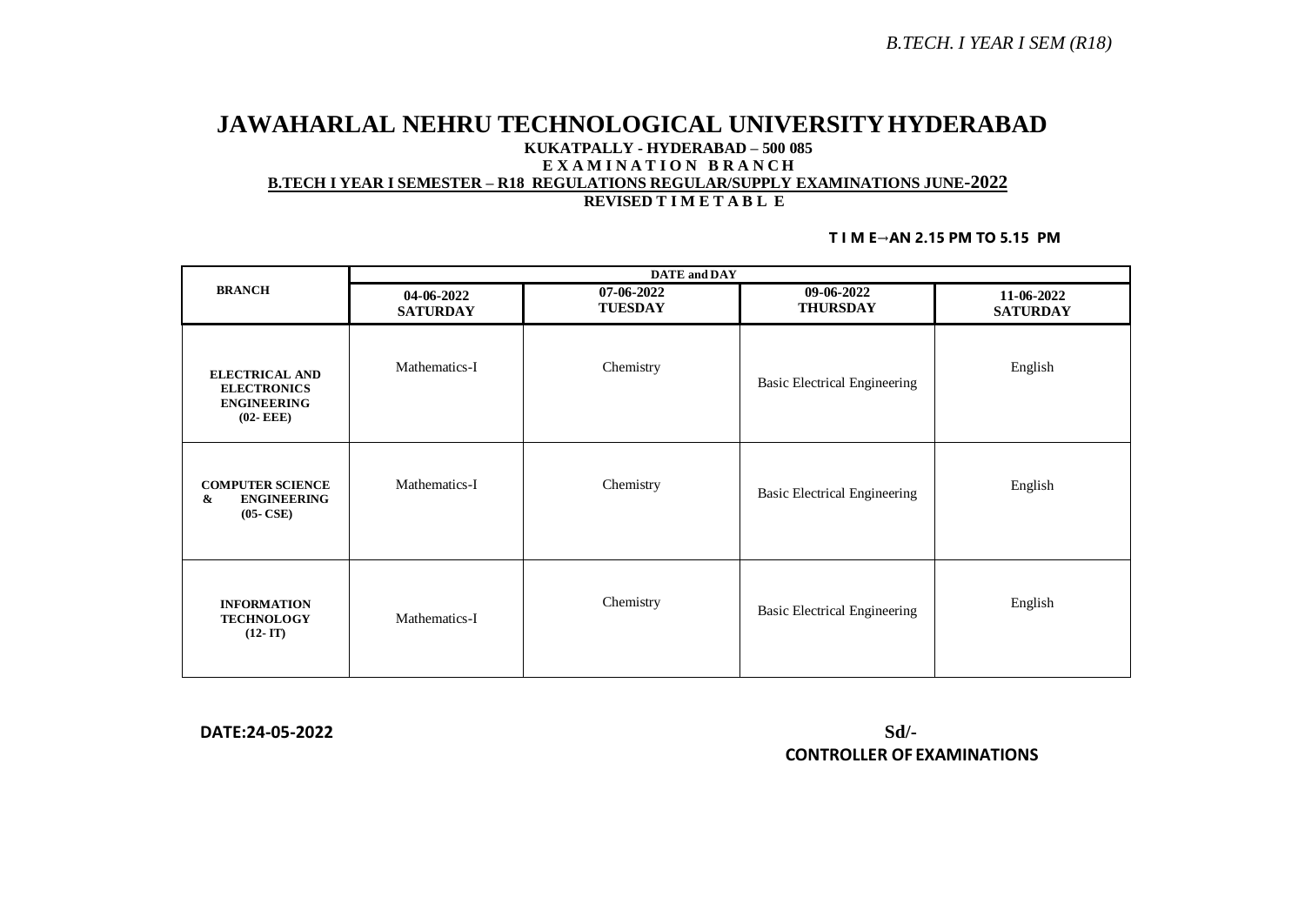# JAWAHARLAL NEHRU TECHNOLOGICAL UNIVERSITY HYDERABAD

**KUKATPALLY - HYDERABAD – 500 085**

**E X A M I N A T I O N B R A N C H**

**B.TECH I YEAR I SEMESTER – R18 REGULATIONS REGULAR/SUPPLY EXAMINATIONS JUNE-2022**

**REVISED T I M E T A B L E**

**T I M E→AN 2.15 PM TO 5.15 PM**

| BRANCH | DATE and DAY | | | |
|---|---|---|---|---|
| | **04-06-2022 SATURDAY** | **07-06-2022 TUESDAY** | **09-06-2022 THURSDAY** | **11-06-2022 SATURDAY** |
| **ELECTRICAL AND ELECTRONICS ENGINEERING (02- EEE)** | Mathematics-I | Chemistry | Basic Electrical Engineering | English |
| **COMPUTER SCIENCE & ENGINEERING (05- CSE)** | Mathematics-I | Chemistry | Basic Electrical Engineering | English |
| **INFORMATION TECHNOLOGY (12- IT)** | Mathematics-I | Chemistry | Basic Electrical Engineering | English |

**DATE:24-05-2022**

**Sd/-**

**CONTROLLER OF EXAMINATIONS**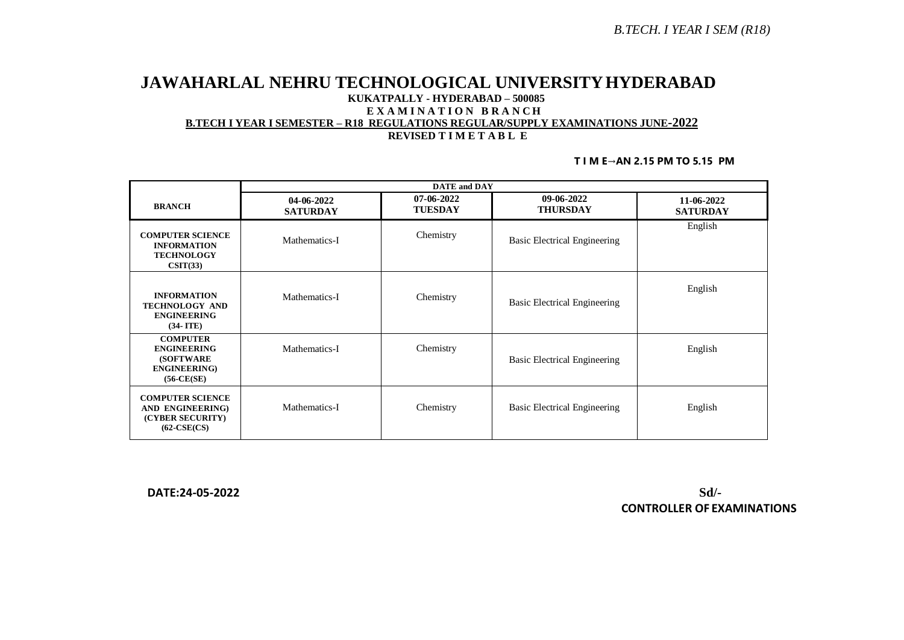# JAWAHARLAL NEHRU TECHNOLOGICAL UNIVERSITY HYDERABAD

**KUKATPALLY - HYDERABAD – 500085**

**E X A M I N A T I O N B R A N C H**

**B.TECH I YEAR I SEMESTER – R18 REGULATIONS REGULAR/SUPPLY EXAMINATIONS JUNE-2022**

**REVISED T I M E T A B L E**

**T I M E→AN 2.15 PM TO 5.15 PM**

| BRANCH | DATE and DAY | | | |
|---|---|---|---|---|
| | **04-06-2022 SATURDAY** | **07-06-2022 TUESDAY** | **09-06-2022 THURSDAY** | **11-06-2022 SATURDAY** |
| **COMPUTER SCIENCE INFORMATION TECHNOLOGY CSIT(33)** | Mathematics-I | Chemistry | Basic Electrical Engineering | English |
| **INFORMATION TECHNOLOGY AND ENGINEERING (34- ITE)** | Mathematics-I | Chemistry | Basic Electrical Engineering | English |
| **COMPUTER ENGINEERING (SOFTWARE ENGINEERING) (56-CE(SE)** | Mathematics-I | Chemistry | Basic Electrical Engineering | English |
| **COMPUTER SCIENCE AND ENGINEERING) (CYBER SECURITY) (62-CSE(CS)** | Mathematics-I | Chemistry | Basic Electrical Engineering | English |

**DATE:24-05-2022**

**Sd/-**
**CONTROLLER OF EXAMINATIONS**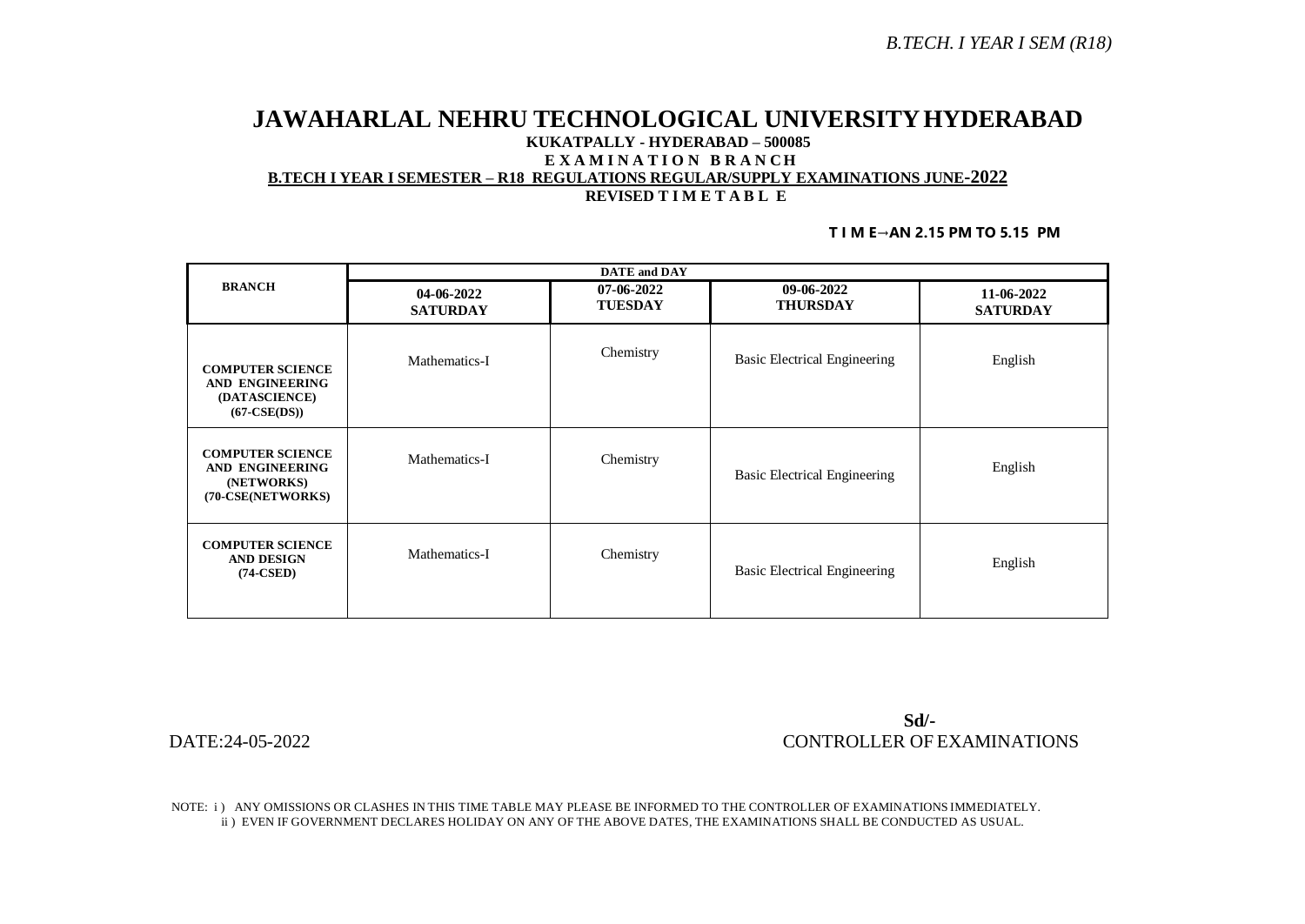# JAWAHARLAL NEHRU TECHNOLOGICAL UNIVERSITY HYDERABAD

**KUKATPALLY - HYDERABAD – 500085**

**E X A M I N A T I O N B R A N C H**

**B.TECH I YEAR I SEMESTER – R18 REGULATIONS REGULAR/SUPPLY EXAMINATIONS JUNE-2022**

**REVISED T I M E T A B L E**

**T I M E→AN 2.15 PM TO 5.15 PM**

| BRANCH | DATE and DAY | | | |
|---|---|---|---|---|
| | **04-06-2022 SATURDAY** | **07-06-2022 TUESDAY** | **09-06-2022 THURSDAY** | **11-06-2022 SATURDAY** |
| **COMPUTER SCIENCE AND ENGINEERING (DATASCIENCE) (67-CSE(DS))** | Mathematics-I | Chemistry | Basic Electrical Engineering | English |
| **COMPUTER SCIENCE AND ENGINEERING (NETWORKS) (70-CSE(NETWORKS)** | Mathematics-I | Chemistry | Basic Electrical Engineering | English |
| **COMPUTER SCIENCE AND DESIGN (74-CSED)** | Mathematics-I | Chemistry | Basic Electrical Engineering | English |

DATE:24-05-2022

**Sd/-**
CONTROLLER OF EXAMINATIONS

NOTE: i ) ANY OMISSIONS OR CLASHES IN THIS TIME TABLE MAY PLEASE BE INFORMED TO THE CONTROLLER OF EXAMINATIONS IMMEDIATELY.
ii ) EVEN IF GOVERNMENT DECLARES HOLIDAY ON ANY OF THE ABOVE DATES, THE EXAMINATIONS SHALL BE CONDUCTED AS USUAL.